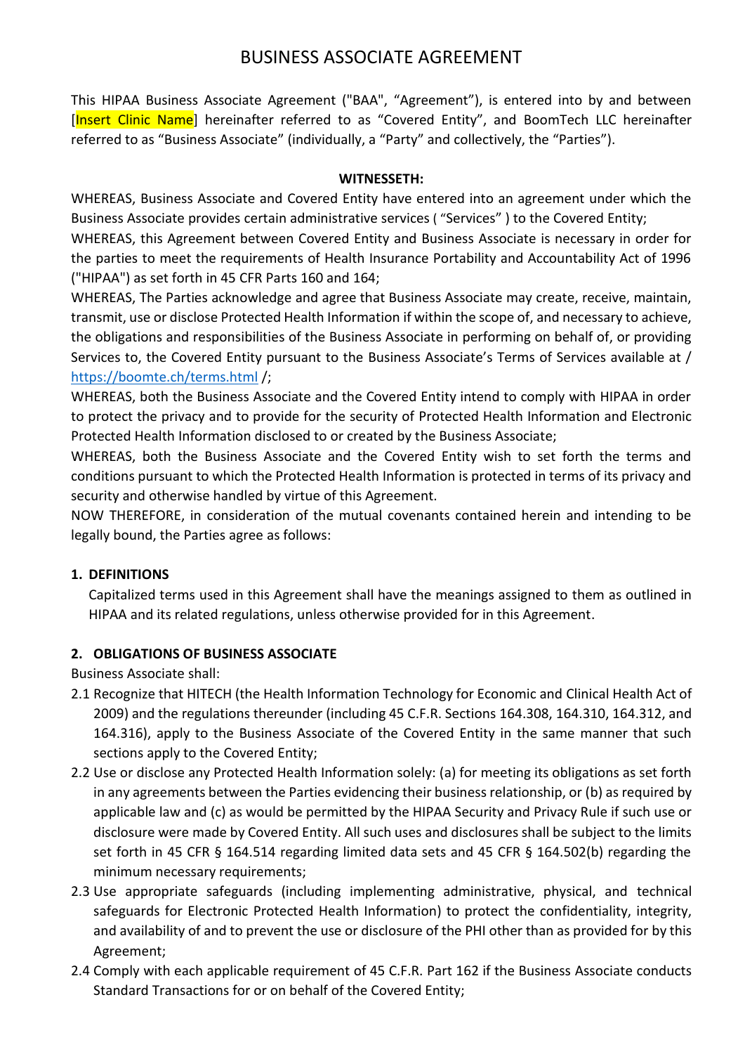# BUSINESS ASSOCIATE AGREEMENT

This HIPAA Business Associate Agreement ("BAA", "Agreement"), is entered into by and between [Insert Clinic Name] hereinafter referred to as "Covered Entity", and BoomTech LLC hereinafter referred to as "Business Associate" (individually, a "Party" and collectively, the "Parties").

**WITNESSETH:**

WHEREAS, Business Associate and Covered Entity have entered into an agreement under which the Business Associate provides certain administrative services ( "Services" ) to the Covered Entity;

WHEREAS, this Agreement between Covered Entity and Business Associate is necessary in order for the parties to meet the requirements of Health Insurance Portability and Accountability Act of 1996 ("HIPAA") as set forth in 45 CFR Parts 160 and 164;

WHEREAS, The Parties acknowledge and agree that Business Associate may create, receive, maintain, transmit, use or disclose Protected Health Information if within the scope of, and necessary to achieve, the obligations and responsibilities of the Business Associate in performing on behalf of, or providing Services to, the Covered Entity pursuant to the Business Associate's Terms of Services available at / https://boomte.ch/terms.html /;

WHEREAS, both the Business Associate and the Covered Entity intend to comply with HIPAA in order to protect the privacy and to provide for the security of Protected Health Information and Electronic Protected Health Information disclosed to or created by the Business Associate;

WHEREAS, both the Business Associate and the Covered Entity wish to set forth the terms and conditions pursuant to which the Protected Health Information is protected in terms of its privacy and security and otherwise handled by virtue of this Agreement.

NOW THEREFORE, in consideration of the mutual covenants contained herein and intending to be legally bound, the Parties agree as follows:

## 1. DEFINITIONS

Capitalized terms used in this Agreement shall have the meanings assigned to them as outlined in HIPAA and its related regulations, unless otherwise provided for in this Agreement.

## 2. OBLIGATIONS OF BUSINESS ASSOCIATE

Business Associate shall:

2.1 Recognize that HITECH (the Health Information Technology for Economic and Clinical Health Act of 2009) and the regulations thereunder (including 45 C.F.R. Sections 164.308, 164.310, 164.312, and 164.316), apply to the Business Associate of the Covered Entity in the same manner that such sections apply to the Covered Entity;

2.2 Use or disclose any Protected Health Information solely: (a) for meeting its obligations as set forth in any agreements between the Parties evidencing their business relationship, or (b) as required by applicable law and (c) as would be permitted by the HIPAA Security and Privacy Rule if such use or disclosure were made by Covered Entity. All such uses and disclosures shall be subject to the limits set forth in 45 CFR § 164.514 regarding limited data sets and 45 CFR § 164.502(b) regarding the minimum necessary requirements;

2.3 Use appropriate safeguards (including implementing administrative, physical, and technical safeguards for Electronic Protected Health Information) to protect the confidentiality, integrity, and availability of and to prevent the use or disclosure of the PHI other than as provided for by this Agreement;

2.4 Comply with each applicable requirement of 45 C.F.R. Part 162 if the Business Associate conducts Standard Transactions for or on behalf of the Covered Entity;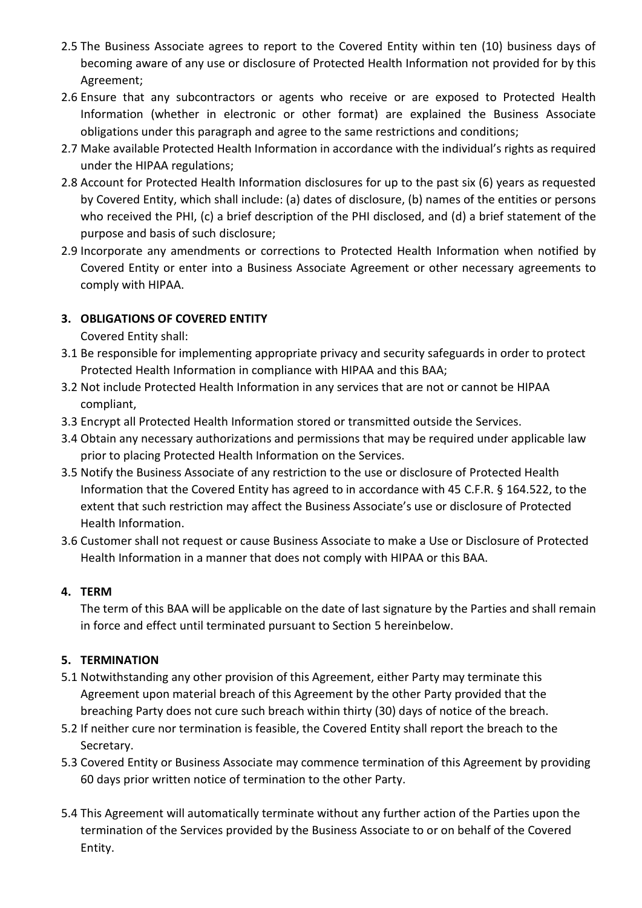2.5 The Business Associate agrees to report to the Covered Entity within ten (10) business days of becoming aware of any use or disclosure of Protected Health Information not provided for by this Agreement;

2.6 Ensure that any subcontractors or agents who receive or are exposed to Protected Health Information (whether in electronic or other format) are explained the Business Associate obligations under this paragraph and agree to the same restrictions and conditions;

2.7 Make available Protected Health Information in accordance with the individual's rights as required under the HIPAA regulations;

2.8 Account for Protected Health Information disclosures for up to the past six (6) years as requested by Covered Entity, which shall include: (a) dates of disclosure, (b) names of the entities or persons who received the PHI, (c) a brief description of the PHI disclosed, and (d) a brief statement of the purpose and basis of such disclosure;

2.9 Incorporate any amendments or corrections to Protected Health Information when notified by Covered Entity or enter into a Business Associate Agreement or other necessary agreements to comply with HIPAA.

## 3. OBLIGATIONS OF COVERED ENTITY

Covered Entity shall:

3.1 Be responsible for implementing appropriate privacy and security safeguards in order to protect Protected Health Information in compliance with HIPAA and this BAA;

3.2 Not include Protected Health Information in any services that are not or cannot be HIPAA compliant,

3.3 Encrypt all Protected Health Information stored or transmitted outside the Services.

3.4 Obtain any necessary authorizations and permissions that may be required under applicable law prior to placing Protected Health Information on the Services.

3.5 Notify the Business Associate of any restriction to the use or disclosure of Protected Health Information that the Covered Entity has agreed to in accordance with 45 C.F.R. § 164.522, to the extent that such restriction may affect the Business Associate's use or disclosure of Protected Health Information.

3.6 Customer shall not request or cause Business Associate to make a Use or Disclosure of Protected Health Information in a manner that does not comply with HIPAA or this BAA.

## 4. TERM

The term of this BAA will be applicable on the date of last signature by the Parties and shall remain in force and effect until terminated pursuant to Section 5 hereinbelow.

## 5. TERMINATION

5.1 Notwithstanding any other provision of this Agreement, either Party may terminate this Agreement upon material breach of this Agreement by the other Party provided that the breaching Party does not cure such breach within thirty (30) days of notice of the breach.

5.2 If neither cure nor termination is feasible, the Covered Entity shall report the breach to the Secretary.

5.3 Covered Entity or Business Associate may commence termination of this Agreement by providing 60 days prior written notice of termination to the other Party.

5.4 This Agreement will automatically terminate without any further action of the Parties upon the termination of the Services provided by the Business Associate to or on behalf of the Covered Entity.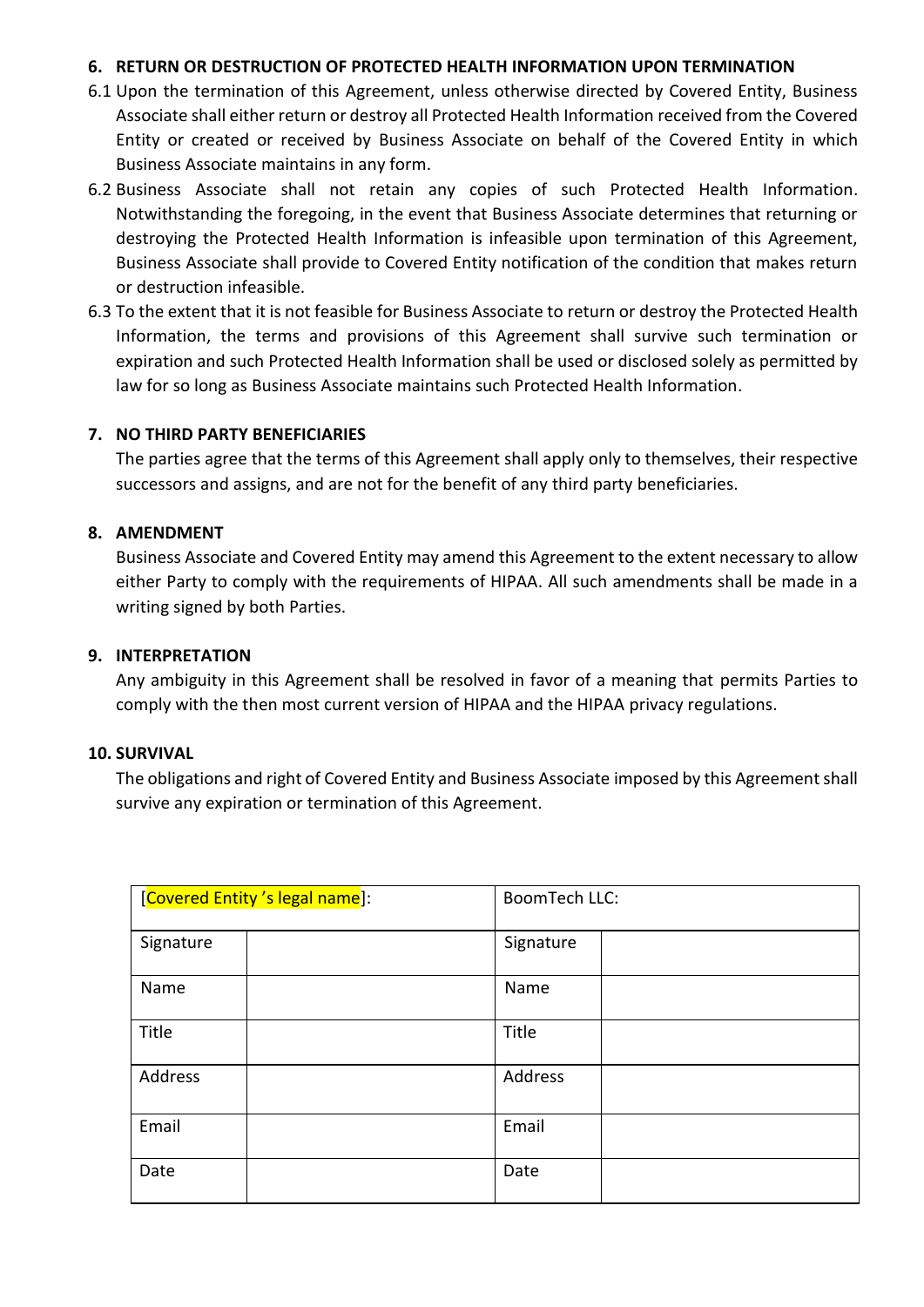## 6. RETURN OR DESTRUCTION OF PROTECTED HEALTH INFORMATION UPON TERMINATION

6.1 Upon the termination of this Agreement, unless otherwise directed by Covered Entity, Business Associate shall either return or destroy all Protected Health Information received from the Covered Entity or created or received by Business Associate on behalf of the Covered Entity in which Business Associate maintains in any form.

6.2 Business Associate shall not retain any copies of such Protected Health Information. Notwithstanding the foregoing, in the event that Business Associate determines that returning or destroying the Protected Health Information is infeasible upon termination of this Agreement, Business Associate shall provide to Covered Entity notification of the condition that makes return or destruction infeasible.

6.3 To the extent that it is not feasible for Business Associate to return or destroy the Protected Health Information, the terms and provisions of this Agreement shall survive such termination or expiration and such Protected Health Information shall be used or disclosed solely as permitted by law for so long as Business Associate maintains such Protected Health Information.

## 7. NO THIRD PARTY BENEFICIARIES

The parties agree that the terms of this Agreement shall apply only to themselves, their respective successors and assigns, and are not for the benefit of any third party beneficiaries.

## 8. AMENDMENT

Business Associate and Covered Entity may amend this Agreement to the extent necessary to allow either Party to comply with the requirements of HIPAA. All such amendments shall be made in a writing signed by both Parties.

## 9. INTERPRETATION

Any ambiguity in this Agreement shall be resolved in favor of a meaning that permits Parties to comply with the then most current version of HIPAA and the HIPAA privacy regulations.

## 10. SURVIVAL

The obligations and right of Covered Entity and Business Associate imposed by this Agreement shall survive any expiration or termination of this Agreement.

| [Covered Entity 's legal name]: | | BoomTech LLC: | |
|---|---|---|---|
| Signature | | Signature | |
| Name | | Name | |
| Title | | Title | |
| Address | | Address | |
| Email | | Email | |
| Date | | Date | |